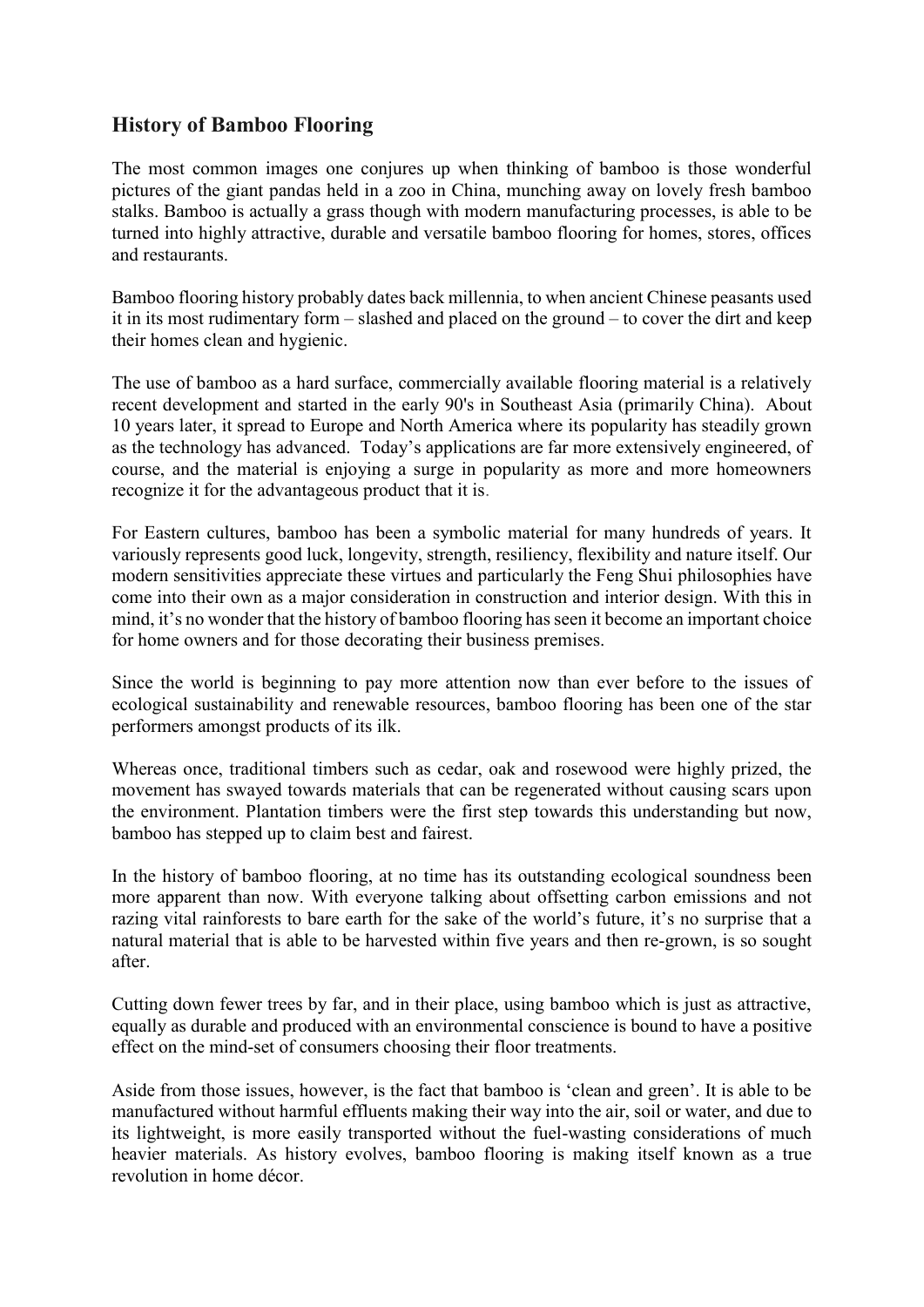## History of Bamboo Flooring

The most common images one conjures up when thinking of bamboo is those wonderful pictures of the giant pandas held in a zoo in China, munching away on lovely fresh bamboo stalks. Bamboo is actually a grass though with modern manufacturing processes, is able to be turned into highly attractive, durable and versatile bamboo flooring for homes, stores, offices and restaurants.

Bamboo flooring history probably dates back millennia, to when ancient Chinese peasants used it in its most rudimentary form – slashed and placed on the ground – to cover the dirt and keep their homes clean and hygienic.

The use of bamboo as a hard surface, commercially available flooring material is a relatively recent development and started in the early 90's in Southeast Asia (primarily China). About 10 years later, it spread to Europe and North America where its popularity has steadily grown as the technology has advanced. Today's applications are far more extensively engineered, of course, and the material is enjoying a surge in popularity as more and more homeowners recognize it for the advantageous product that it is.

For Eastern cultures, bamboo has been a symbolic material for many hundreds of years. It variously represents good luck, longevity, strength, resiliency, flexibility and nature itself. Our modern sensitivities appreciate these virtues and particularly the Feng Shui philosophies have come into their own as a major consideration in construction and interior design. With this in mind, it's no wonder that the history of bamboo flooring has seen it become an important choice for home owners and for those decorating their business premises.

Since the world is beginning to pay more attention now than ever before to the issues of ecological sustainability and renewable resources, bamboo flooring has been one of the star performers amongst products of its ilk.

Whereas once, traditional timbers such as cedar, oak and rosewood were highly prized, the movement has swayed towards materials that can be regenerated without causing scars upon the environment. Plantation timbers were the first step towards this understanding but now, bamboo has stepped up to claim best and fairest.

In the history of bamboo flooring, at no time has its outstanding ecological soundness been more apparent than now. With everyone talking about offsetting carbon emissions and not razing vital rainforests to bare earth for the sake of the world's future, it's no surprise that a natural material that is able to be harvested within five years and then re-grown, is so sought after.

Cutting down fewer trees by far, and in their place, using bamboo which is just as attractive, equally as durable and produced with an environmental conscience is bound to have a positive effect on the mind-set of consumers choosing their floor treatments.

Aside from those issues, however, is the fact that bamboo is 'clean and green'. It is able to be manufactured without harmful effluents making their way into the air, soil or water, and due to its lightweight, is more easily transported without the fuel-wasting considerations of much heavier materials. As history evolves, bamboo flooring is making itself known as a true revolution in home décor.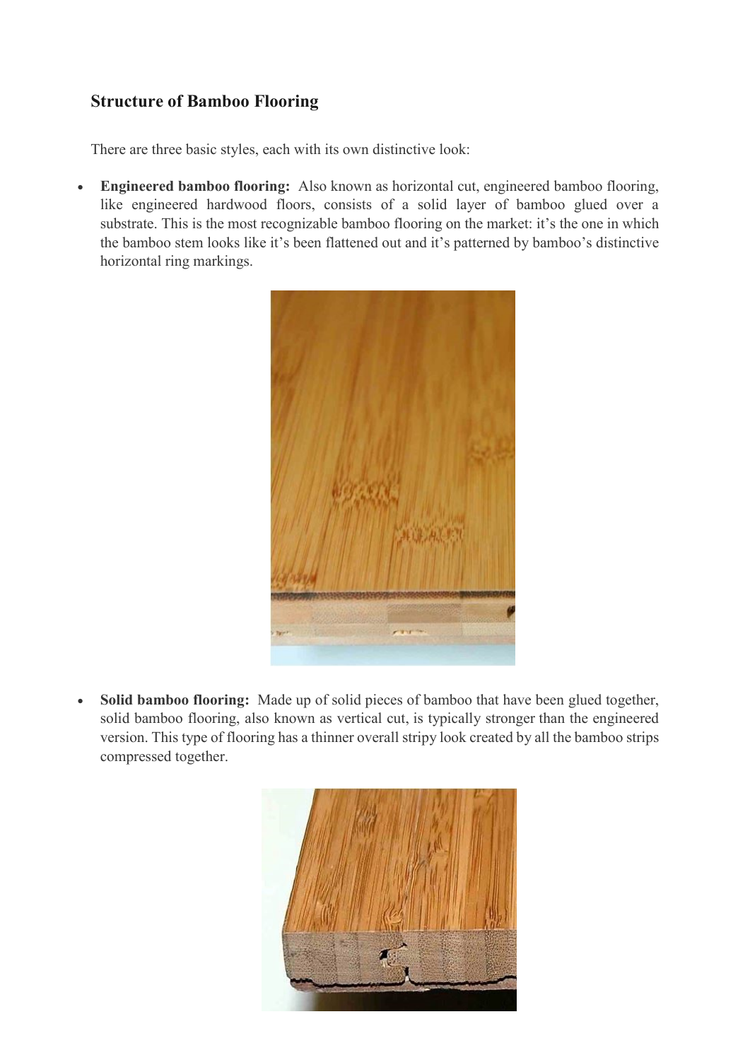## Structure of Bamboo Flooring

There are three basic styles, each with its own distinctive look:

- **Engineered bamboo flooring:** Also known as horizontal cut, engineered bamboo flooring, like engineered hardwood floors, consists of a solid layer of bamboo glued over a substrate. This is the most recognizable bamboo flooring on the market: it's the one in which the bamboo stem looks like it's been flattened out and it's patterned by bamboo's distinctive horizontal ring markings.

- **Solid bamboo flooring:** Made up of solid pieces of bamboo that have been glued together, solid bamboo flooring, also known as vertical cut, is typically stronger than the engineered version. This type of flooring has a thinner overall stripy look created by all the bamboo strips compressed together.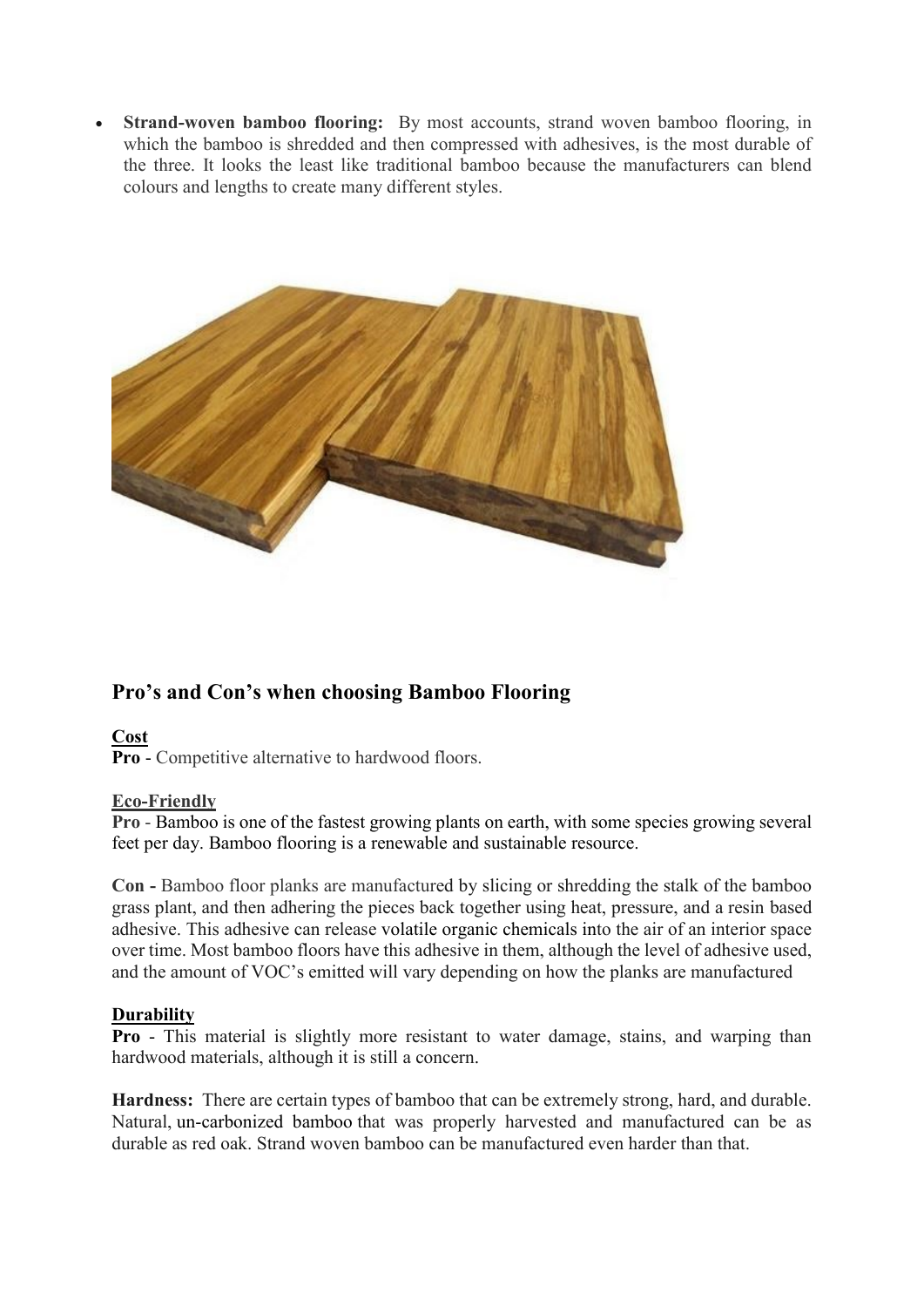- **Strand-woven bamboo flooring:** By most accounts, strand woven bamboo flooring, in which the bamboo is shredded and then compressed with adhesives, is the most durable of the three. It looks the least like traditional bamboo because the manufacturers can blend colours and lengths to create many different styles.

## Pro's and Con's when choosing Bamboo Flooring

**Cost**

**Pro** - Competitive alternative to hardwood floors.

**Eco-Friendly**

**Pro** - Bamboo is one of the fastest growing plants on earth, with some species growing several feet per day. Bamboo flooring is a renewable and sustainable resource.

**Con -** Bamboo floor planks are manufactured by slicing or shredding the stalk of the bamboo grass plant, and then adhering the pieces back together using heat, pressure, and a resin based adhesive. This adhesive can release volatile organic chemicals into the air of an interior space over time. Most bamboo floors have this adhesive in them, although the level of adhesive used, and the amount of VOC's emitted will vary depending on how the planks are manufactured

**Durability**

**Pro** - This material is slightly more resistant to water damage, stains, and warping than hardwood materials, although it is still a concern.

**Hardness:** There are certain types of bamboo that can be extremely strong, hard, and durable. Natural, un-carbonized bamboo that was properly harvested and manufactured can be as durable as red oak. Strand woven bamboo can be manufactured even harder than that.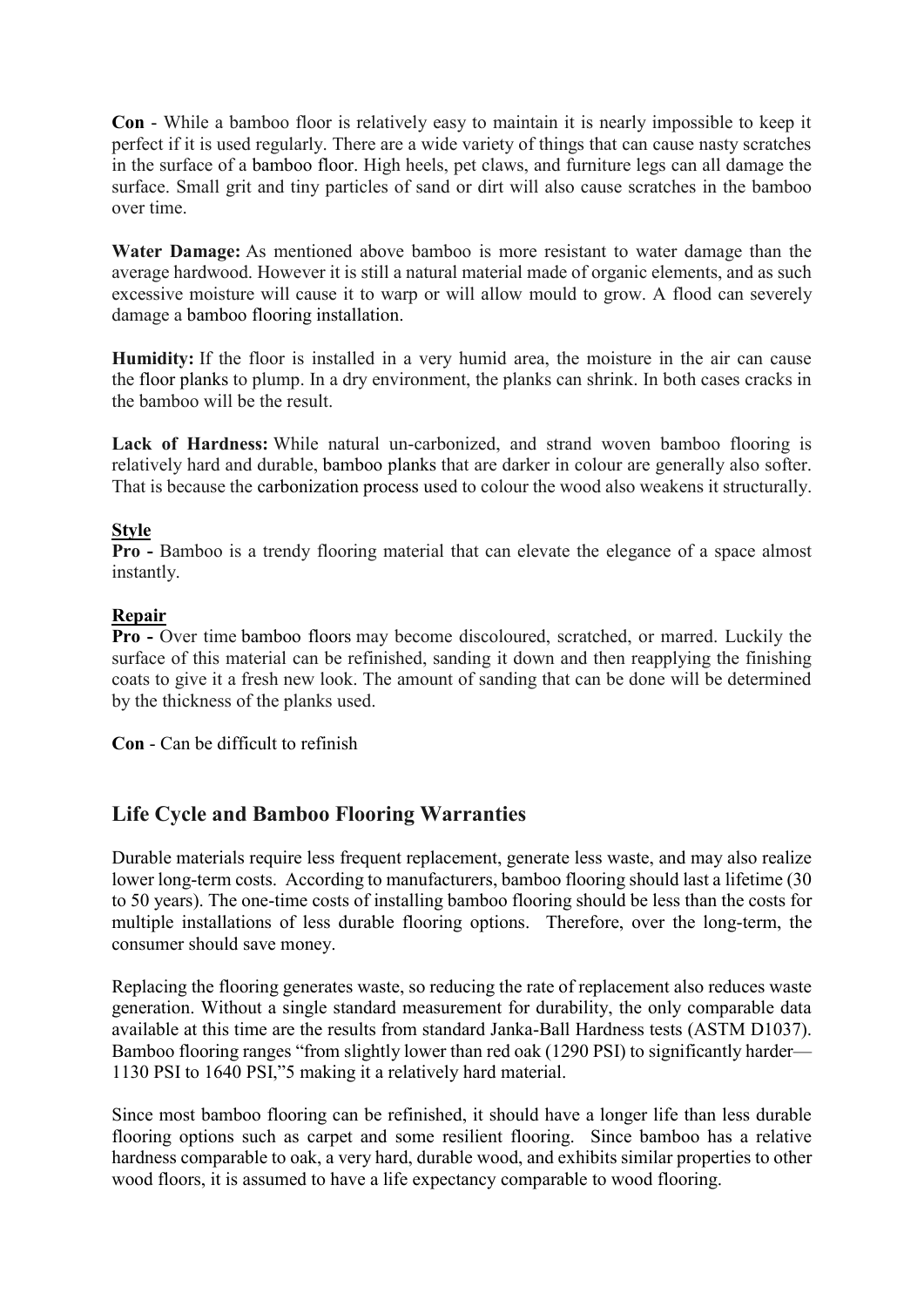**Con** - While a bamboo floor is relatively easy to maintain it is nearly impossible to keep it perfect if it is used regularly. There are a wide variety of things that can cause nasty scratches in the surface of a bamboo floor. High heels, pet claws, and furniture legs can all damage the surface. Small grit and tiny particles of sand or dirt will also cause scratches in the bamboo over time.

**Water Damage:** As mentioned above bamboo is more resistant to water damage than the average hardwood. However it is still a natural material made of organic elements, and as such excessive moisture will cause it to warp or will allow mould to grow. A flood can severely damage a bamboo flooring installation.

**Humidity:** If the floor is installed in a very humid area, the moisture in the air can cause the floor planks to plump. In a dry environment, the planks can shrink. In both cases cracks in the bamboo will be the result.

**Lack of Hardness:** While natural un-carbonized, and strand woven bamboo flooring is relatively hard and durable, bamboo planks that are darker in colour are generally also softer. That is because the carbonization process used to colour the wood also weakens it structurally.

**Style**

**Pro -** Bamboo is a trendy flooring material that can elevate the elegance of a space almost instantly.

**Repair**

**Pro -** Over time bamboo floors may become discoloured, scratched, or marred. Luckily the surface of this material can be refinished, sanding it down and then reapplying the finishing coats to give it a fresh new look. The amount of sanding that can be done will be determined by the thickness of the planks used.

**Con** - Can be difficult to refinish

## Life Cycle and Bamboo Flooring Warranties

Durable materials require less frequent replacement, generate less waste, and may also realize lower long-term costs. According to manufacturers, bamboo flooring should last a lifetime (30 to 50 years). The one-time costs of installing bamboo flooring should be less than the costs for multiple installations of less durable flooring options. Therefore, over the long-term, the consumer should save money.

Replacing the flooring generates waste, so reducing the rate of replacement also reduces waste generation. Without a single standard measurement for durability, the only comparable data available at this time are the results from standard Janka-Ball Hardness tests (ASTM D1037). Bamboo flooring ranges "from slightly lower than red oak (1290 PSI) to significantly harder—1130 PSI to 1640 PSI,"5 making it a relatively hard material.

Since most bamboo flooring can be refinished, it should have a longer life than less durable flooring options such as carpet and some resilient flooring. Since bamboo has a relative hardness comparable to oak, a very hard, durable wood, and exhibits similar properties to other wood floors, it is assumed to have a life expectancy comparable to wood flooring.